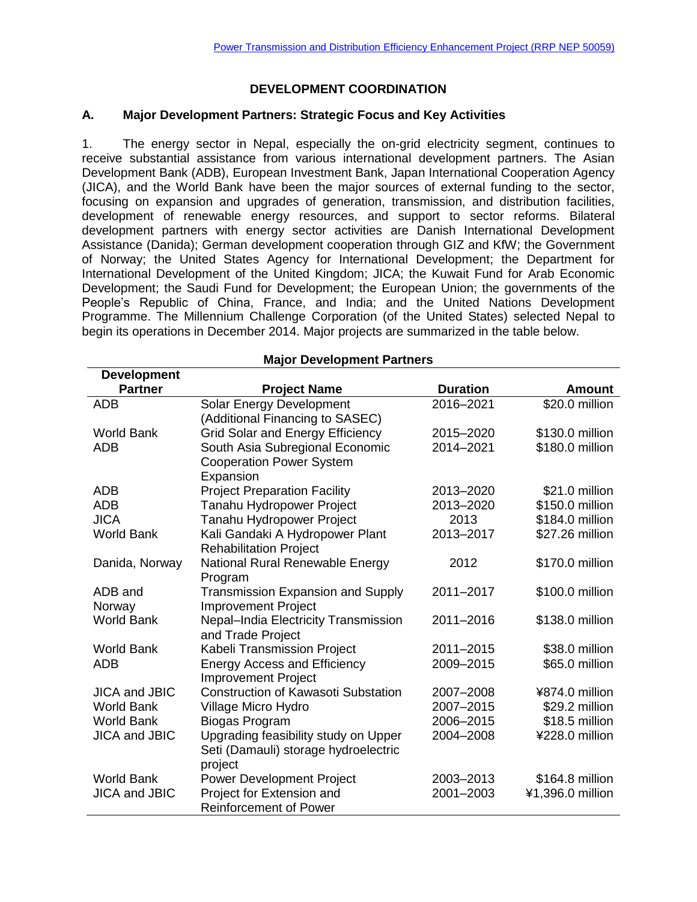# DEVELOPMENT COORDINATION

## A. Major Development Partners: Strategic Focus and Key Activities

1. The energy sector in Nepal, especially the on-grid electricity segment, continues to receive substantial assistance from various international development partners. The Asian Development Bank (ADB), European Investment Bank, Japan International Cooperation Agency (JICA), and the World Bank have been the major sources of external funding to the sector, focusing on expansion and upgrades of generation, transmission, and distribution facilities, development of renewable energy resources, and support to sector reforms. Bilateral development partners with energy sector activities are Danish International Development Assistance (Danida); German development cooperation through GIZ and KfW; the Government of Norway; the United States Agency for International Development; the Department for International Development of the United Kingdom; JICA; the Kuwait Fund for Arab Economic Development; the Saudi Fund for Development; the European Union; the governments of the People's Republic of China, France, and India; and the United Nations Development Programme. The Millennium Challenge Corporation (of the United States) selected Nepal to begin its operations in December 2014. Major projects are summarized in the table below.

**Major Development Partners**

| Development Partner | Project Name | Duration | Amount |
|---|---|---|---|
| ADB | Solar Energy Development (Additional Financing to SASEC) | 2016–2021 | $20.0 million |
| World Bank | Grid Solar and Energy Efficiency | 2015–2020 | $130.0 million |
| ADB | South Asia Subregional Economic Cooperation Power System Expansion | 2014–2021 | $180.0 million |
| ADB | Project Preparation Facility | 2013–2020 | $21.0 million |
| ADB | Tanahu Hydropower Project | 2013–2020 | $150.0 million |
| JICA | Tanahu Hydropower Project | 2013 | $184.0 million |
| World Bank | Kali Gandaki A Hydropower Plant Rehabilitation Project | 2013–2017 | $27.26 million |
| Danida, Norway | National Rural Renewable Energy Program | 2012 | $170.0 million |
| ADB and Norway | Transmission Expansion and Supply Improvement Project | 2011–2017 | $100.0 million |
| World Bank | Nepal–India Electricity Transmission and Trade Project | 2011–2016 | $138.0 million |
| World Bank | Kabeli Transmission Project | 2011–2015 | $38.0 million |
| ADB | Energy Access and Efficiency Improvement Project | 2009–2015 | $65.0 million |
| JICA and JBIC | Construction of Kawasoti Substation | 2007–2008 | ¥874.0 million |
| World Bank | Village Micro Hydro | 2007–2015 | $29.2 million |
| World Bank | Biogas Program | 2006–2015 | $18.5 million |
| JICA and JBIC | Upgrading feasibility study on Upper Seti (Damauli) storage hydroelectric project | 2004–2008 | ¥228.0 million |
| World Bank | Power Development Project | 2003–2013 | $164.8 million |
| JICA and JBIC | Project for Extension and Reinforcement of Power | 2001–2003 | ¥1,396.0 million |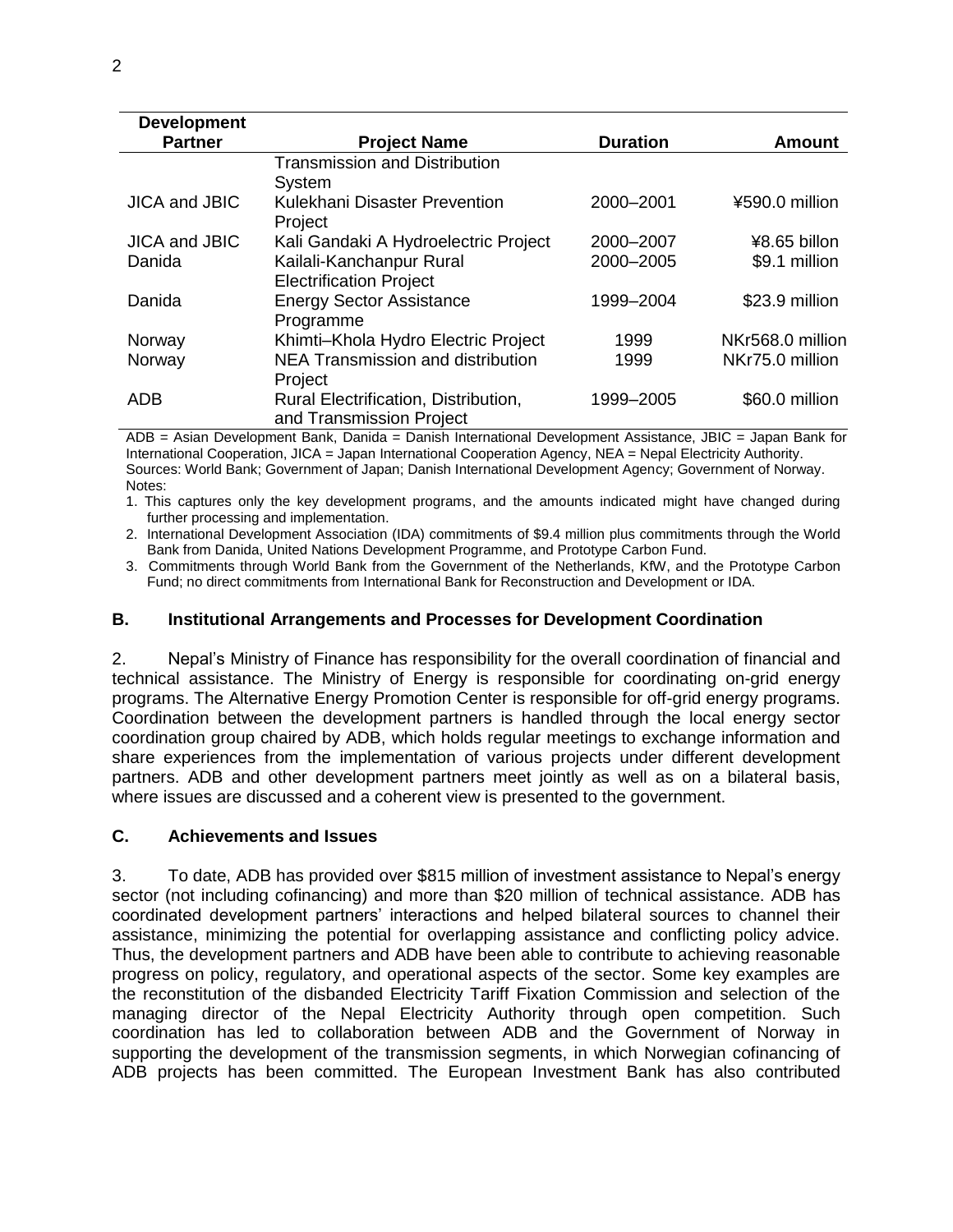| Development Partner | Project Name | Duration | Amount |
|---|---|---|---|
| | Transmission and Distribution System | | |
| JICA and JBIC | Kulekhani Disaster Prevention Project | 2000–2001 | ¥590.0 million |
| JICA and JBIC | Kali Gandaki A Hydroelectric Project | 2000–2007 | ¥8.65 billon |
| Danida | Kailali-Kanchanpur Rural Electrification Project | 2000–2005 | $9.1 million |
| Danida | Energy Sector Assistance Programme | 1999–2004 | $23.9 million |
| Norway | Khimti–Khola Hydro Electric Project | 1999 | NKr568.0 million |
| Norway | NEA Transmission and distribution Project | 1999 | NKr75.0 million |
| ADB | Rural Electrification, Distribution, and Transmission Project | 1999–2005 | $60.0 million |

ADB = Asian Development Bank, Danida = Danish International Development Assistance, JBIC = Japan Bank for International Cooperation, JICA = Japan International Cooperation Agency, NEA = Nepal Electricity Authority.
Sources: World Bank; Government of Japan; Danish International Development Agency; Government of Norway.
Notes:

1. This captures only the key development programs, and the amounts indicated might have changed during further processing and implementation.
2. International Development Association (IDA) commitments of $9.4 million plus commitments through the World Bank from Danida, United Nations Development Programme, and Prototype Carbon Fund.
3. Commitments through World Bank from the Government of the Netherlands, KfW, and the Prototype Carbon Fund; no direct commitments from International Bank for Reconstruction and Development or IDA.

### B. Institutional Arrangements and Processes for Development Coordination

2. Nepal's Ministry of Finance has responsibility for the overall coordination of financial and technical assistance. The Ministry of Energy is responsible for coordinating on-grid energy programs. The Alternative Energy Promotion Center is responsible for off-grid energy programs. Coordination between the development partners is handled through the local energy sector coordination group chaired by ADB, which holds regular meetings to exchange information and share experiences from the implementation of various projects under different development partners. ADB and other development partners meet jointly as well as on a bilateral basis, where issues are discussed and a coherent view is presented to the government.

### C. Achievements and Issues

3. To date, ADB has provided over $815 million of investment assistance to Nepal's energy sector (not including cofinancing) and more than $20 million of technical assistance. ADB has coordinated development partners' interactions and helped bilateral sources to channel their assistance, minimizing the potential for overlapping assistance and conflicting policy advice. Thus, the development partners and ADB have been able to contribute to achieving reasonable progress on policy, regulatory, and operational aspects of the sector. Some key examples are the reconstitution of the disbanded Electricity Tariff Fixation Commission and selection of the managing director of the Nepal Electricity Authority through open competition. Such coordination has led to collaboration between ADB and the Government of Norway in supporting the development of the transmission segments, in which Norwegian cofinancing of ADB projects has been committed. The European Investment Bank has also contributed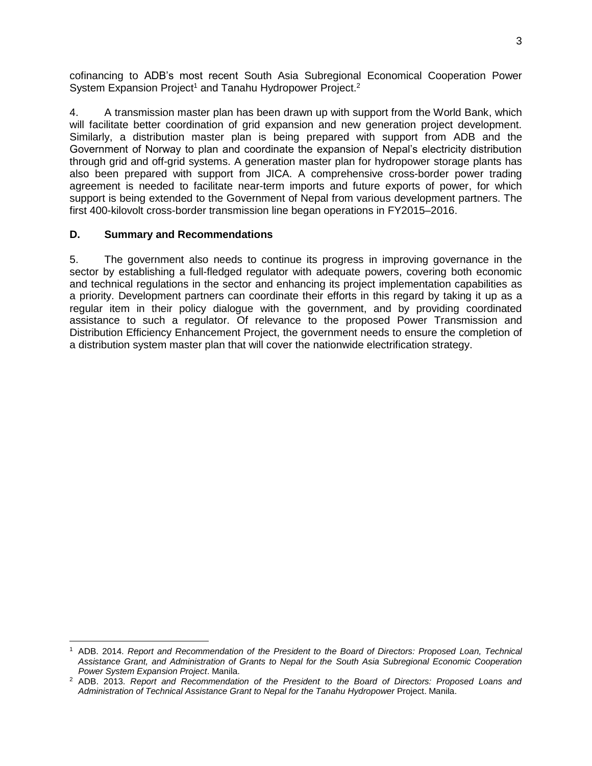cofinancing to ADB's most recent South Asia Subregional Economical Cooperation Power System Expansion Project[1] and Tanahu Hydropower Project.[2]

4. A transmission master plan has been drawn up with support from the World Bank, which will facilitate better coordination of grid expansion and new generation project development. Similarly, a distribution master plan is being prepared with support from ADB and the Government of Norway to plan and coordinate the expansion of Nepal's electricity distribution through grid and off-grid systems. A generation master plan for hydropower storage plants has also been prepared with support from JICA. A comprehensive cross-border power trading agreement is needed to facilitate near-term imports and future exports of power, for which support is being extended to the Government of Nepal from various development partners. The first 400-kilovolt cross-border transmission line began operations in FY2015–2016.

## D. Summary and Recommendations

5. The government also needs to continue its progress in improving governance in the sector by establishing a full-fledged regulator with adequate powers, covering both economic and technical regulations in the sector and enhancing its project implementation capabilities as a priority. Development partners can coordinate their efforts in this regard by taking it up as a regular item in their policy dialogue with the government, and by providing coordinated assistance to such a regulator. Of relevance to the proposed Power Transmission and Distribution Efficiency Enhancement Project, the government needs to ensure the completion of a distribution system master plan that will cover the nationwide electrification strategy.

---

[1] ADB. 2014. *Report and Recommendation of the President to the Board of Directors: Proposed Loan, Technical Assistance Grant, and Administration of Grants to Nepal for the South Asia Subregional Economic Cooperation Power System Expansion Project*. Manila.

[2] ADB. 2013. *Report and Recommendation of the President to the Board of Directors: Proposed Loans and Administration of Technical Assistance Grant to Nepal for the Tanahu Hydropower* Project. Manila.